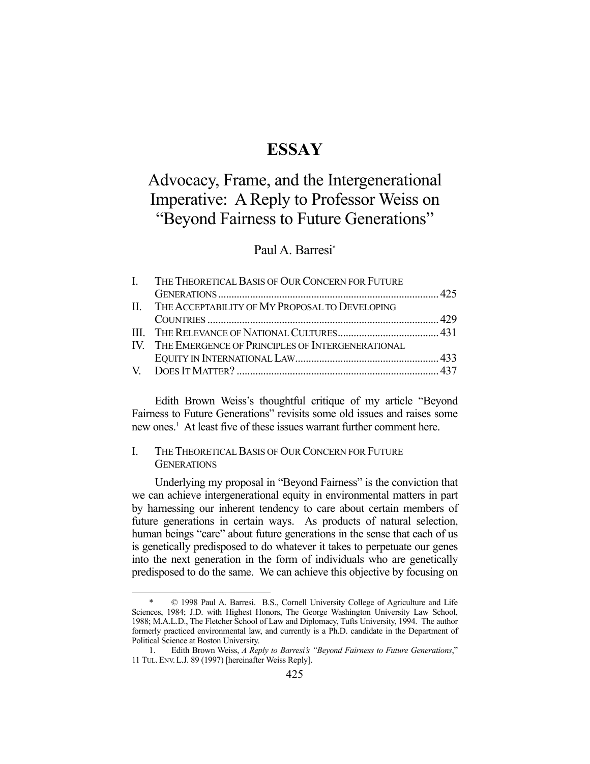# ESSAY

## Advocacy, Frame, and the Intergenerational Imperative: A Reply to Professor Weiss on "Beyond Fairness to Future Generations"

Paul A. Barresi*

| | | |
|---|---|---|
| I. | The Theoretical Basis of Our Concern for Future Generations | 425 |
| II. | The Acceptability of My Proposal to Developing Countries | 429 |
| III. | The Relevance of National Cultures | 431 |
| IV. | The Emergence of Principles of Intergenerational Equity in International Law | 433 |
| V. | Does It Matter? | 437 |

Edith Brown Weiss's thoughtful critique of my article "Beyond Fairness to Future Generations" revisits some old issues and raises some new ones.[1] At least five of these issues warrant further comment here.

### I. The Theoretical Basis of Our Concern for Future Generations

Underlying my proposal in "Beyond Fairness" is the conviction that we can achieve intergenerational equity in environmental matters in part by harnessing our inherent tendency to care about certain members of future generations in certain ways. As products of natural selection, human beings "care" about future generations in the sense that each of us is genetically predisposed to do whatever it takes to perpetuate our genes into the next generation in the form of individuals who are genetically predisposed to do the same. We can achieve this objective by focusing on

---

\* © 1998 Paul A. Barresi. B.S., Cornell University College of Agriculture and Life Sciences, 1984; J.D. with Highest Honors, The George Washington University Law School, 1988; M.A.L.D., The Fletcher School of Law and Diplomacy, Tufts University, 1994. The author formerly practiced environmental law, and currently is a Ph.D. candidate in the Department of Political Science at Boston University.

1. Edith Brown Weiss, *A Reply to Barresi's "Beyond Fairness to Future Generations*," 11 Tul. Env. L.J. 89 (1997) [hereinafter Weiss Reply].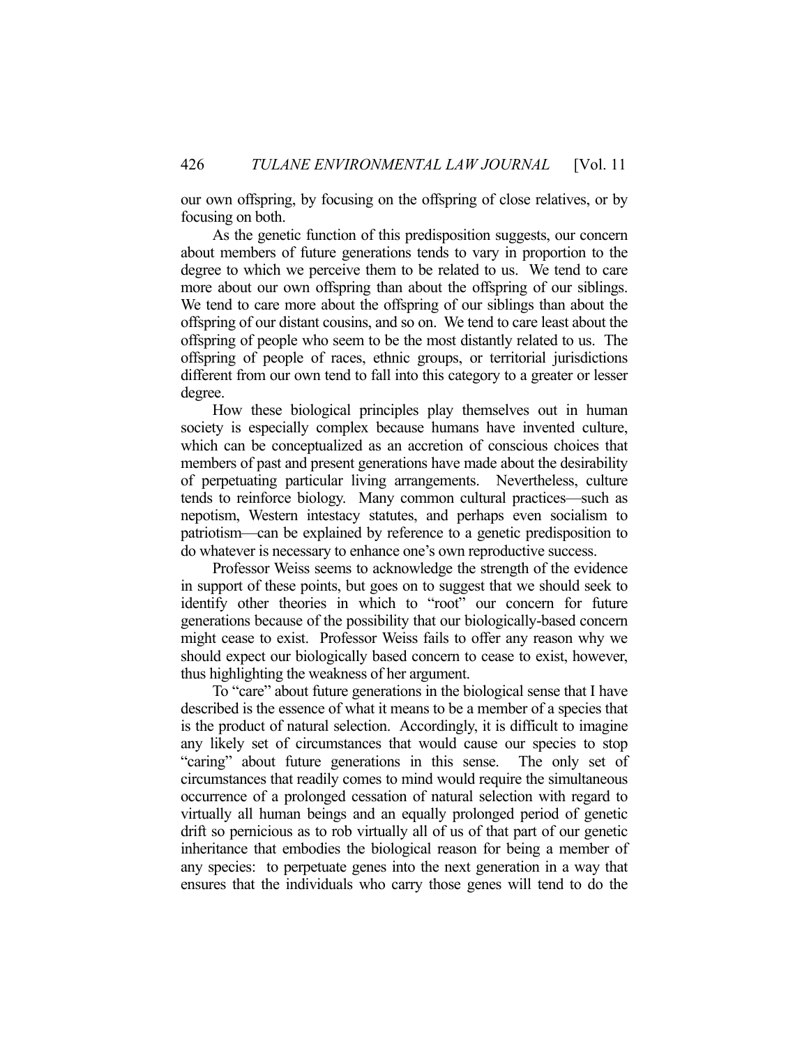our own offspring, by focusing on the offspring of close relatives, or by focusing on both.

As the genetic function of this predisposition suggests, our concern about members of future generations tends to vary in proportion to the degree to which we perceive them to be related to us. We tend to care more about our own offspring than about the offspring of our siblings. We tend to care more about the offspring of our siblings than about the offspring of our distant cousins, and so on. We tend to care least about the offspring of people who seem to be the most distantly related to us. The offspring of people of races, ethnic groups, or territorial jurisdictions different from our own tend to fall into this category to a greater or lesser degree.

How these biological principles play themselves out in human society is especially complex because humans have invented culture, which can be conceptualized as an accretion of conscious choices that members of past and present generations have made about the desirability of perpetuating particular living arrangements. Nevertheless, culture tends to reinforce biology. Many common cultural practices—such as nepotism, Western intestacy statutes, and perhaps even socialism to patriotism—can be explained by reference to a genetic predisposition to do whatever is necessary to enhance one's own reproductive success.

Professor Weiss seems to acknowledge the strength of the evidence in support of these points, but goes on to suggest that we should seek to identify other theories in which to "root" our concern for future generations because of the possibility that our biologically-based concern might cease to exist. Professor Weiss fails to offer any reason why we should expect our biologically based concern to cease to exist, however, thus highlighting the weakness of her argument.

To "care" about future generations in the biological sense that I have described is the essence of what it means to be a member of a species that is the product of natural selection. Accordingly, it is difficult to imagine any likely set of circumstances that would cause our species to stop "caring" about future generations in this sense. The only set of circumstances that readily comes to mind would require the simultaneous occurrence of a prolonged cessation of natural selection with regard to virtually all human beings and an equally prolonged period of genetic drift so pernicious as to rob virtually all of us of that part of our genetic inheritance that embodies the biological reason for being a member of any species: to perpetuate genes into the next generation in a way that ensures that the individuals who carry those genes will tend to do the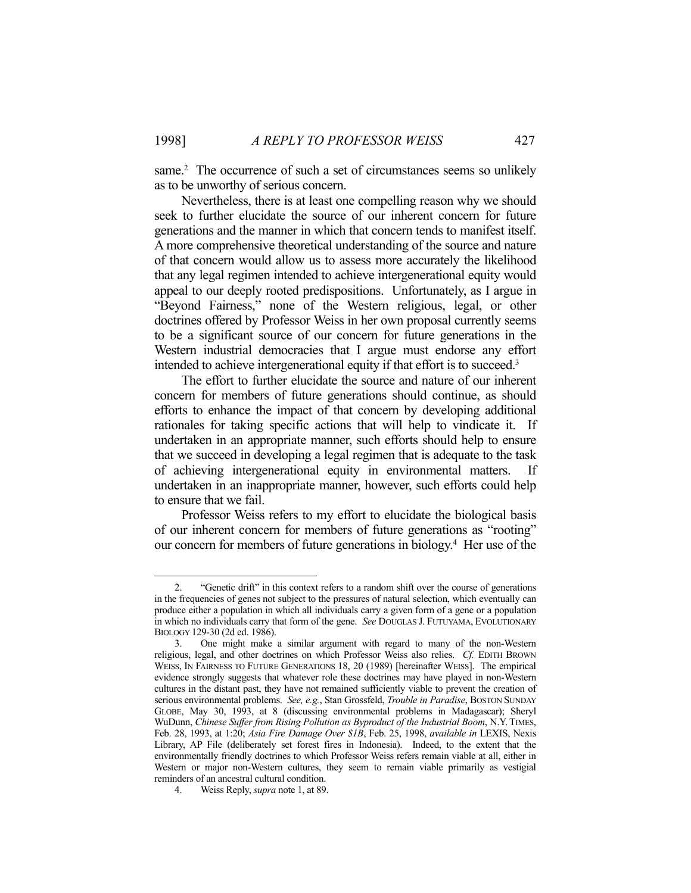same.[2] The occurrence of such a set of circumstances seems so unlikely as to be unworthy of serious concern.

Nevertheless, there is at least one compelling reason why we should seek to further elucidate the source of our inherent concern for future generations and the manner in which that concern tends to manifest itself. A more comprehensive theoretical understanding of the source and nature of that concern would allow us to assess more accurately the likelihood that any legal regimen intended to achieve intergenerational equity would appeal to our deeply rooted predispositions. Unfortunately, as I argue in "Beyond Fairness," none of the Western religious, legal, or other doctrines offered by Professor Weiss in her own proposal currently seems to be a significant source of our concern for future generations in the Western industrial democracies that I argue must endorse any effort intended to achieve intergenerational equity if that effort is to succeed.[3]

The effort to further elucidate the source and nature of our inherent concern for members of future generations should continue, as should efforts to enhance the impact of that concern by developing additional rationales for taking specific actions that will help to vindicate it. If undertaken in an appropriate manner, such efforts should help to ensure that we succeed in developing a legal regimen that is adequate to the task of achieving intergenerational equity in environmental matters. If undertaken in an inappropriate manner, however, such efforts could help to ensure that we fail.

Professor Weiss refers to my effort to elucidate the biological basis of our inherent concern for members of future generations as "rooting" our concern for members of future generations in biology.[4] Her use of the

---

2. "Genetic drift" in this context refers to a random shift over the course of generations in the frequencies of genes not subject to the pressures of natural selection, which eventually can produce either a population in which all individuals carry a given form of a gene or a population in which no individuals carry that form of the gene. *See* DOUGLAS J. FUTUYAMA, EVOLUTIONARY BIOLOGY 129-30 (2d ed. 1986).

3. One might make a similar argument with regard to many of the non-Western religious, legal, and other doctrines on which Professor Weiss also relies. *Cf.* EDITH BROWN WEISS, IN FAIRNESS TO FUTURE GENERATIONS 18, 20 (1989) [hereinafter WEISS]. The empirical evidence strongly suggests that whatever role these doctrines may have played in non-Western cultures in the distant past, they have not remained sufficiently viable to prevent the creation of serious environmental problems. *See, e.g.*, Stan Grossfeld, *Trouble in Paradise*, BOSTON SUNDAY GLOBE, May 30, 1993, at 8 (discussing environmental problems in Madagascar); Sheryl WuDunn, *Chinese Suffer from Rising Pollution as Byproduct of the Industrial Boom*, N.Y. TIMES, Feb. 28, 1993, at 1:20; *Asia Fire Damage Over $1B*, Feb. 25, 1998, *available in* LEXIS, Nexis Library, AP File (deliberately set forest fires in Indonesia). Indeed, to the extent that the environmentally friendly doctrines to which Professor Weiss refers remain viable at all, either in Western or major non-Western cultures, they seem to remain viable primarily as vestigial reminders of an ancestral cultural condition.

4. Weiss Reply, *supra* note 1, at 89.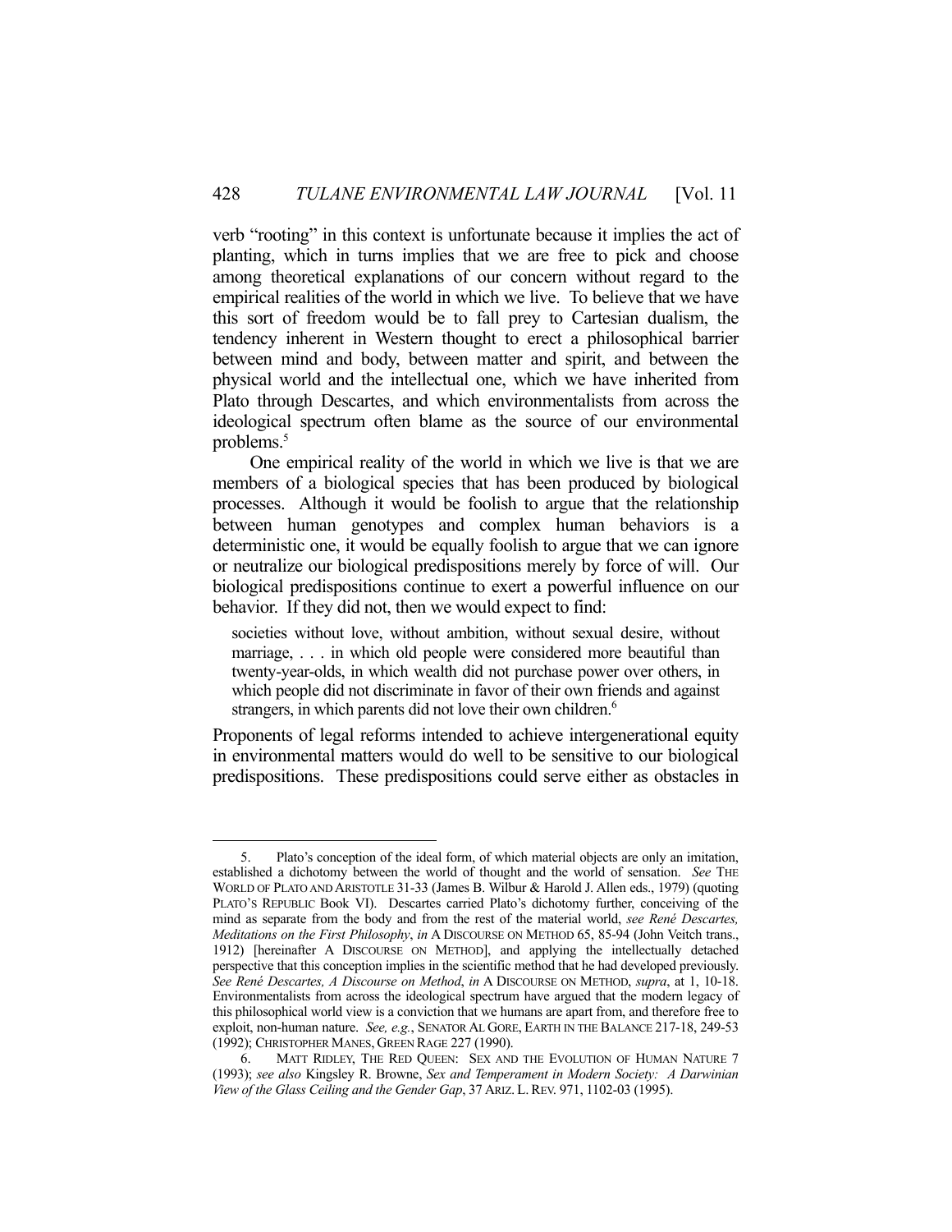verb "rooting" in this context is unfortunate because it implies the act of planting, which in turns implies that we are free to pick and choose among theoretical explanations of our concern without regard to the empirical realities of the world in which we live. To believe that we have this sort of freedom would be to fall prey to Cartesian dualism, the tendency inherent in Western thought to erect a philosophical barrier between mind and body, between matter and spirit, and between the physical world and the intellectual one, which we have inherited from Plato through Descartes, and which environmentalists from across the ideological spectrum often blame as the source of our environmental problems.[5]

One empirical reality of the world in which we live is that we are members of a biological species that has been produced by biological processes. Although it would be foolish to argue that the relationship between human genotypes and complex human behaviors is a deterministic one, it would be equally foolish to argue that we can ignore or neutralize our biological predispositions merely by force of will. Our biological predispositions continue to exert a powerful influence on our behavior. If they did not, then we would expect to find:

> societies without love, without ambition, without sexual desire, without marriage, . . . in which old people were considered more beautiful than twenty-year-olds, in which wealth did not purchase power over others, in which people did not discriminate in favor of their own friends and against strangers, in which parents did not love their own children.[6]

Proponents of legal reforms intended to achieve intergenerational equity in environmental matters would do well to be sensitive to our biological predispositions. These predispositions could serve either as obstacles in

---

5. Plato's conception of the ideal form, of which material objects are only an imitation, established a dichotomy between the world of thought and the world of sensation. *See* THE WORLD OF PLATO AND ARISTOTLE 31-33 (James B. Wilbur & Harold J. Allen eds., 1979) (quoting PLATO'S REPUBLIC Book VI). Descartes carried Plato's dichotomy further, conceiving of the mind as separate from the body and from the rest of the material world, *see René Descartes, Meditations on the First Philosophy*, *in* A DISCOURSE ON METHOD 65, 85-94 (John Veitch trans., 1912) [hereinafter A DISCOURSE ON METHOD], and applying the intellectually detached perspective that this conception implies in the scientific method that he had developed previously. *See René Descartes, A Discourse on Method*, *in* A DISCOURSE ON METHOD, *supra*, at 1, 10-18. Environmentalists from across the ideological spectrum have argued that the modern legacy of this philosophical world view is a conviction that we humans are apart from, and therefore free to exploit, non-human nature. *See, e.g.*, SENATOR AL GORE, EARTH IN THE BALANCE 217-18, 249-53 (1992); CHRISTOPHER MANES, GREEN RAGE 227 (1990).

6. MATT RIDLEY, THE RED QUEEN: SEX AND THE EVOLUTION OF HUMAN NATURE 7 (1993); *see also* Kingsley R. Browne, *Sex and Temperament in Modern Society: A Darwinian View of the Glass Ceiling and the Gender Gap*, 37 ARIZ. L. REV. 971, 1102-03 (1995).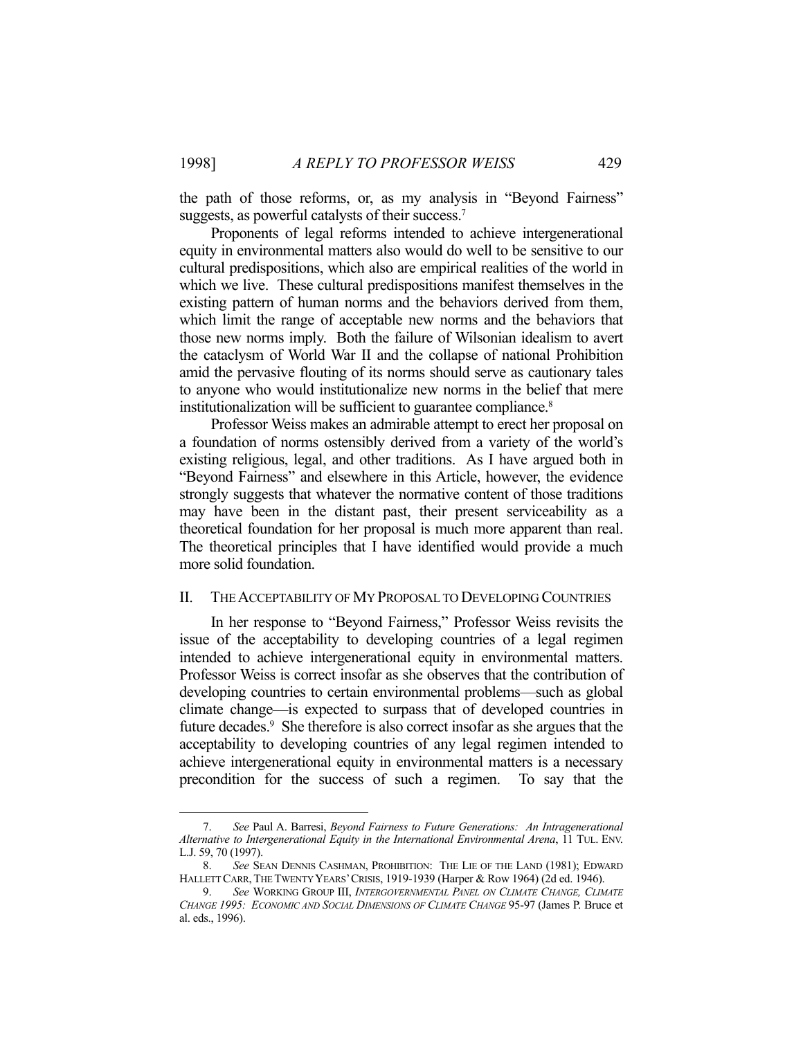the path of those reforms, or, as my analysis in "Beyond Fairness" suggests, as powerful catalysts of their success.[7]

Proponents of legal reforms intended to achieve intergenerational equity in environmental matters also would do well to be sensitive to our cultural predispositions, which also are empirical realities of the world in which we live. These cultural predispositions manifest themselves in the existing pattern of human norms and the behaviors derived from them, which limit the range of acceptable new norms and the behaviors that those new norms imply. Both the failure of Wilsonian idealism to avert the cataclysm of World War II and the collapse of national Prohibition amid the pervasive flouting of its norms should serve as cautionary tales to anyone who would institutionalize new norms in the belief that mere institutionalization will be sufficient to guarantee compliance.[8]

Professor Weiss makes an admirable attempt to erect her proposal on a foundation of norms ostensibly derived from a variety of the world's existing religious, legal, and other traditions. As I have argued both in "Beyond Fairness" and elsewhere in this Article, however, the evidence strongly suggests that whatever the normative content of those traditions may have been in the distant past, their present serviceability as a theoretical foundation for her proposal is much more apparent than real. The theoretical principles that I have identified would provide a much more solid foundation.

## II. THE ACCEPTABILITY OF MY PROPOSAL TO DEVELOPING COUNTRIES

In her response to "Beyond Fairness," Professor Weiss revisits the issue of the acceptability to developing countries of a legal regimen intended to achieve intergenerational equity in environmental matters. Professor Weiss is correct insofar as she observes that the contribution of developing countries to certain environmental problems—such as global climate change—is expected to surpass that of developed countries in future decades.[9] She therefore is also correct insofar as she argues that the acceptability to developing countries of any legal regimen intended to achieve intergenerational equity in environmental matters is a necessary precondition for the success of such a regimen. To say that the

---

7. *See* Paul A. Barresi, *Beyond Fairness to Future Generations: An Intragenerational Alternative to Intergenerational Equity in the International Environmental Arena*, 11 TUL. ENV. L.J. 59, 70 (1997).

8. *See* SEAN DENNIS CASHMAN, PROHIBITION: THE LIE OF THE LAND (1981); EDWARD HALLETT CARR, THE TWENTY YEARS' CRISIS, 1919-1939 (Harper & Row 1964) (2d ed. 1946).

9. *See* WORKING GROUP III, *INTERGOVERNMENTAL PANEL ON CLIMATE CHANGE, CLIMATE CHANGE 1995: ECONOMIC AND SOCIAL DIMENSIONS OF CLIMATE CHANGE* 95-97 (James P. Bruce et al. eds., 1996).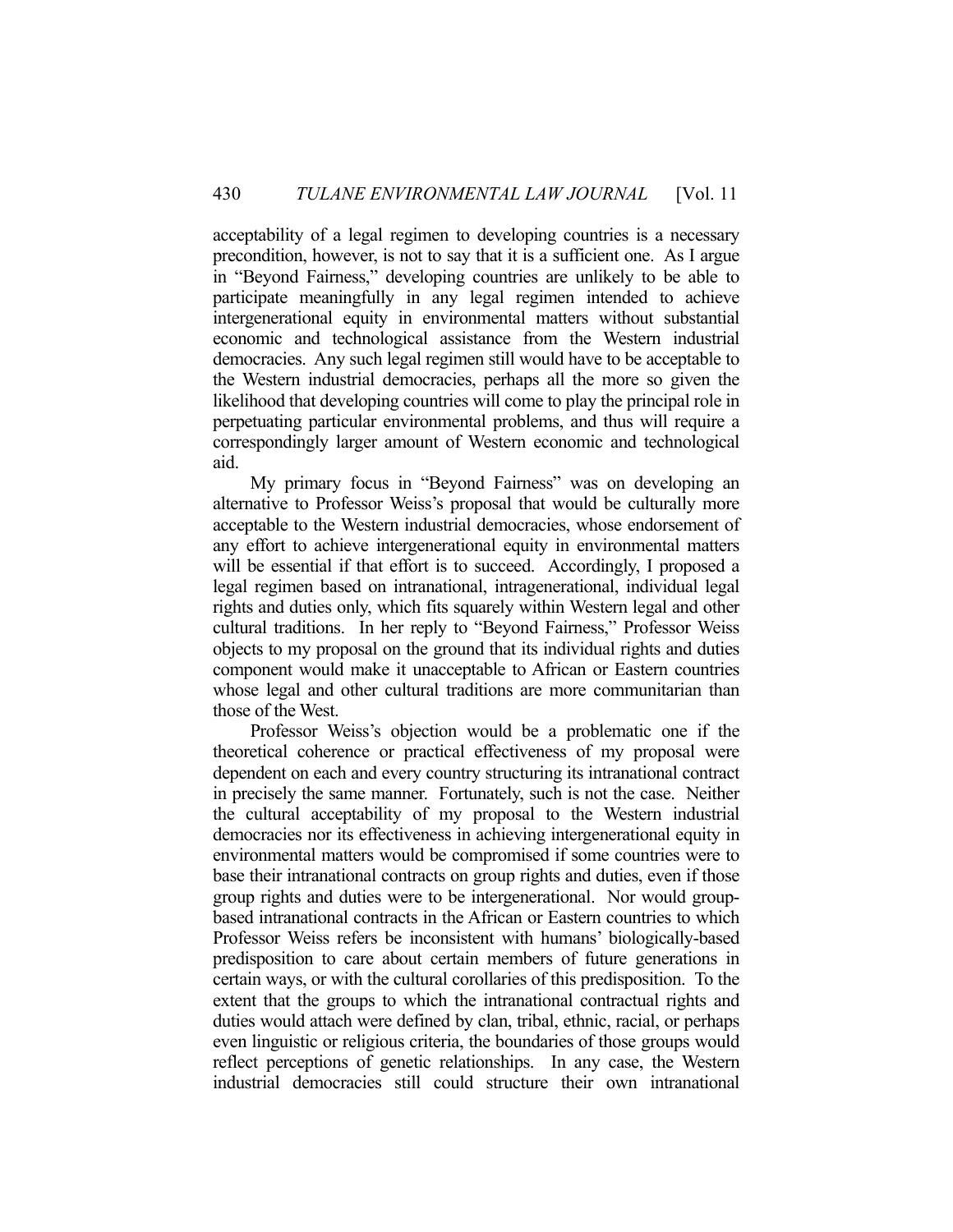acceptability of a legal regimen to developing countries is a necessary precondition, however, is not to say that it is a sufficient one. As I argue in "Beyond Fairness," developing countries are unlikely to be able to participate meaningfully in any legal regimen intended to achieve intergenerational equity in environmental matters without substantial economic and technological assistance from the Western industrial democracies. Any such legal regimen still would have to be acceptable to the Western industrial democracies, perhaps all the more so given the likelihood that developing countries will come to play the principal role in perpetuating particular environmental problems, and thus will require a correspondingly larger amount of Western economic and technological aid.

My primary focus in "Beyond Fairness" was on developing an alternative to Professor Weiss's proposal that would be culturally more acceptable to the Western industrial democracies, whose endorsement of any effort to achieve intergenerational equity in environmental matters will be essential if that effort is to succeed. Accordingly, I proposed a legal regimen based on intranational, intragenerational, individual legal rights and duties only, which fits squarely within Western legal and other cultural traditions. In her reply to "Beyond Fairness," Professor Weiss objects to my proposal on the ground that its individual rights and duties component would make it unacceptable to African or Eastern countries whose legal and other cultural traditions are more communitarian than those of the West.

Professor Weiss's objection would be a problematic one if the theoretical coherence or practical effectiveness of my proposal were dependent on each and every country structuring its intranational contract in precisely the same manner. Fortunately, such is not the case. Neither the cultural acceptability of my proposal to the Western industrial democracies nor its effectiveness in achieving intergenerational equity in environmental matters would be compromised if some countries were to base their intranational contracts on group rights and duties, even if those group rights and duties were to be intergenerational. Nor would group-based intranational contracts in the African or Eastern countries to which Professor Weiss refers be inconsistent with humans' biologically-based predisposition to care about certain members of future generations in certain ways, or with the cultural corollaries of this predisposition. To the extent that the groups to which the intranational contractual rights and duties would attach were defined by clan, tribal, ethnic, racial, or perhaps even linguistic or religious criteria, the boundaries of those groups would reflect perceptions of genetic relationships. In any case, the Western industrial democracies still could structure their own intranational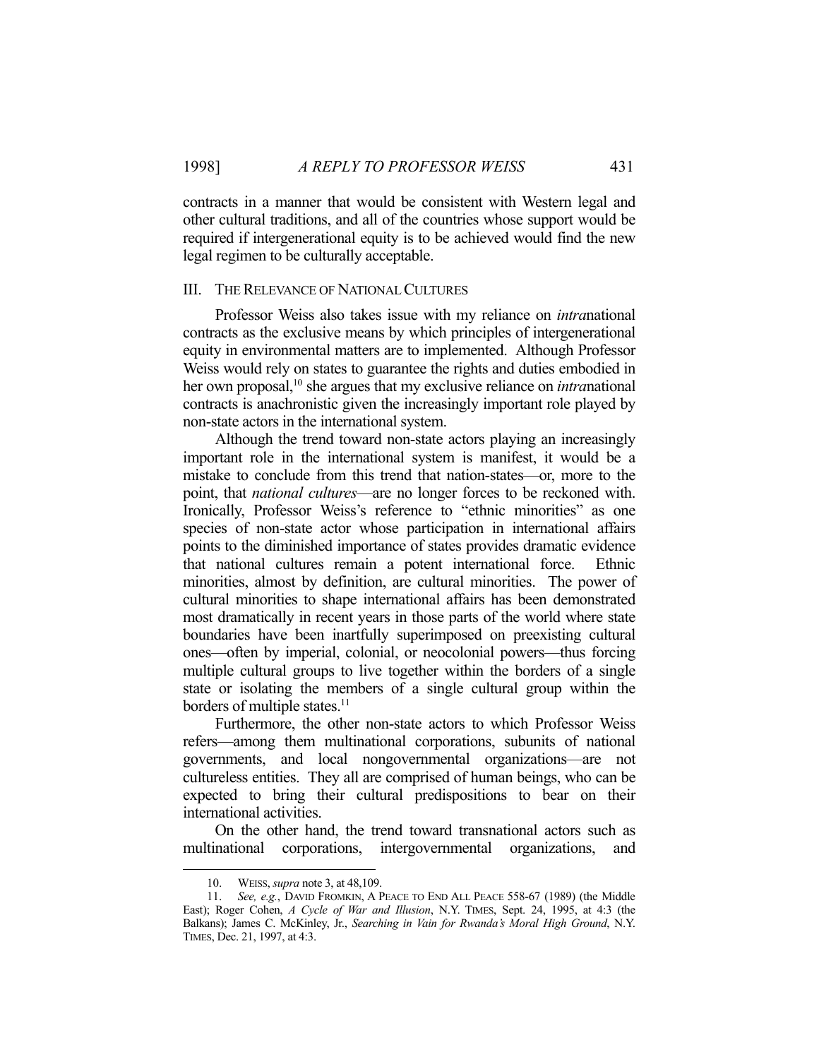contracts in a manner that would be consistent with Western legal and other cultural traditions, and all of the countries whose support would be required if intergenerational equity is to be achieved would find the new legal regimen to be culturally acceptable.

## III. THE RELEVANCE OF NATIONAL CULTURES

Professor Weiss also takes issue with my reliance on *intra*national contracts as the exclusive means by which principles of intergenerational equity in environmental matters are to implemented. Although Professor Weiss would rely on states to guarantee the rights and duties embodied in her own proposal,[10] she argues that my exclusive reliance on *intra*national contracts is anachronistic given the increasingly important role played by non-state actors in the international system.

Although the trend toward non-state actors playing an increasingly important role in the international system is manifest, it would be a mistake to conclude from this trend that nation-states—or, more to the point, that *national cultures*—are no longer forces to be reckoned with. Ironically, Professor Weiss's reference to "ethnic minorities" as one species of non-state actor whose participation in international affairs points to the diminished importance of states provides dramatic evidence that national cultures remain a potent international force. Ethnic minorities, almost by definition, are cultural minorities. The power of cultural minorities to shape international affairs has been demonstrated most dramatically in recent years in those parts of the world where state boundaries have been inartfully superimposed on preexisting cultural ones—often by imperial, colonial, or neocolonial powers—thus forcing multiple cultural groups to live together within the borders of a single state or isolating the members of a single cultural group within the borders of multiple states.[11]

Furthermore, the other non-state actors to which Professor Weiss refers—among them multinational corporations, subunits of national governments, and local nongovernmental organizations—are not cultureless entities. They all are comprised of human beings, who can be expected to bring their cultural predispositions to bear on their international activities.

On the other hand, the trend toward transnational actors such as multinational corporations, intergovernmental organizations, and

---

10. WEISS, *supra* note 3, at 48,109.

11. *See, e.g.*, DAVID FROMKIN, A PEACE TO END ALL PEACE 558-67 (1989) (the Middle East); Roger Cohen, *A Cycle of War and Illusion*, N.Y. TIMES, Sept. 24, 1995, at 4:3 (the Balkans); James C. McKinley, Jr., *Searching in Vain for Rwanda's Moral High Ground*, N.Y. TIMES, Dec. 21, 1997, at 4:3.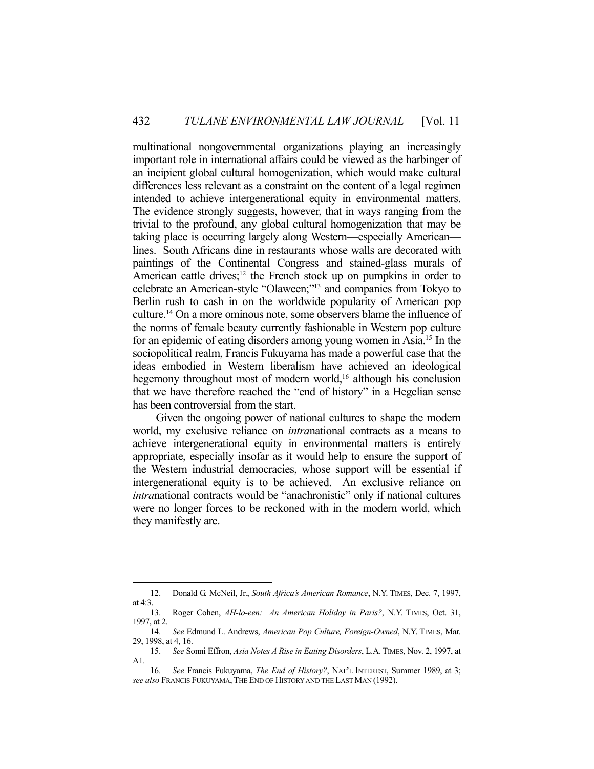multinational nongovernmental organizations playing an increasingly important role in international affairs could be viewed as the harbinger of an incipient global cultural homogenization, which would make cultural differences less relevant as a constraint on the content of a legal regimen intended to achieve intergenerational equity in environmental matters. The evidence strongly suggests, however, that in ways ranging from the trivial to the profound, any global cultural homogenization that may be taking place is occurring largely along Western—especially American—lines. South Africans dine in restaurants whose walls are decorated with paintings of the Continental Congress and stained-glass murals of American cattle drives;[12] the French stock up on pumpkins in order to celebrate an American-style "Olaween;"[13] and companies from Tokyo to Berlin rush to cash in on the worldwide popularity of American pop culture.[14] On a more ominous note, some observers blame the influence of the norms of female beauty currently fashionable in Western pop culture for an epidemic of eating disorders among young women in Asia.[15] In the sociopolitical realm, Francis Fukuyama has made a powerful case that the ideas embodied in Western liberalism have achieved an ideological hegemony throughout most of modern world,[16] although his conclusion that we have therefore reached the "end of history" in a Hegelian sense has been controversial from the start.

Given the ongoing power of national cultures to shape the modern world, my exclusive reliance on *intra*national contracts as a means to achieve intergenerational equity in environmental matters is entirely appropriate, especially insofar as it would help to ensure the support of the Western industrial democracies, whose support will be essential if intergenerational equity is to be achieved. An exclusive reliance on *intra*national contracts would be "anachronistic" only if national cultures were no longer forces to be reckoned with in the modern world, which they manifestly are.

---

12. Donald G. McNeil, Jr., *South Africa's American Romance*, N.Y. TIMES, Dec. 7, 1997, at 4:3.

13. Roger Cohen, *AH-lo-een: An American Holiday in Paris?*, N.Y. TIMES, Oct. 31, 1997, at 2.

14. *See* Edmund L. Andrews, *American Pop Culture, Foreign-Owned*, N.Y. TIMES, Mar. 29, 1998, at 4, 16.

15. *See* Sonni Effron, *Asia Notes A Rise in Eating Disorders*, L.A. TIMES, Nov. 2, 1997, at A1.

16. *See* Francis Fukuyama, *The End of History?*, NAT'L INTEREST, Summer 1989, at 3; *see also* FRANCIS FUKUYAMA, THE END OF HISTORY AND THE LAST MAN (1992).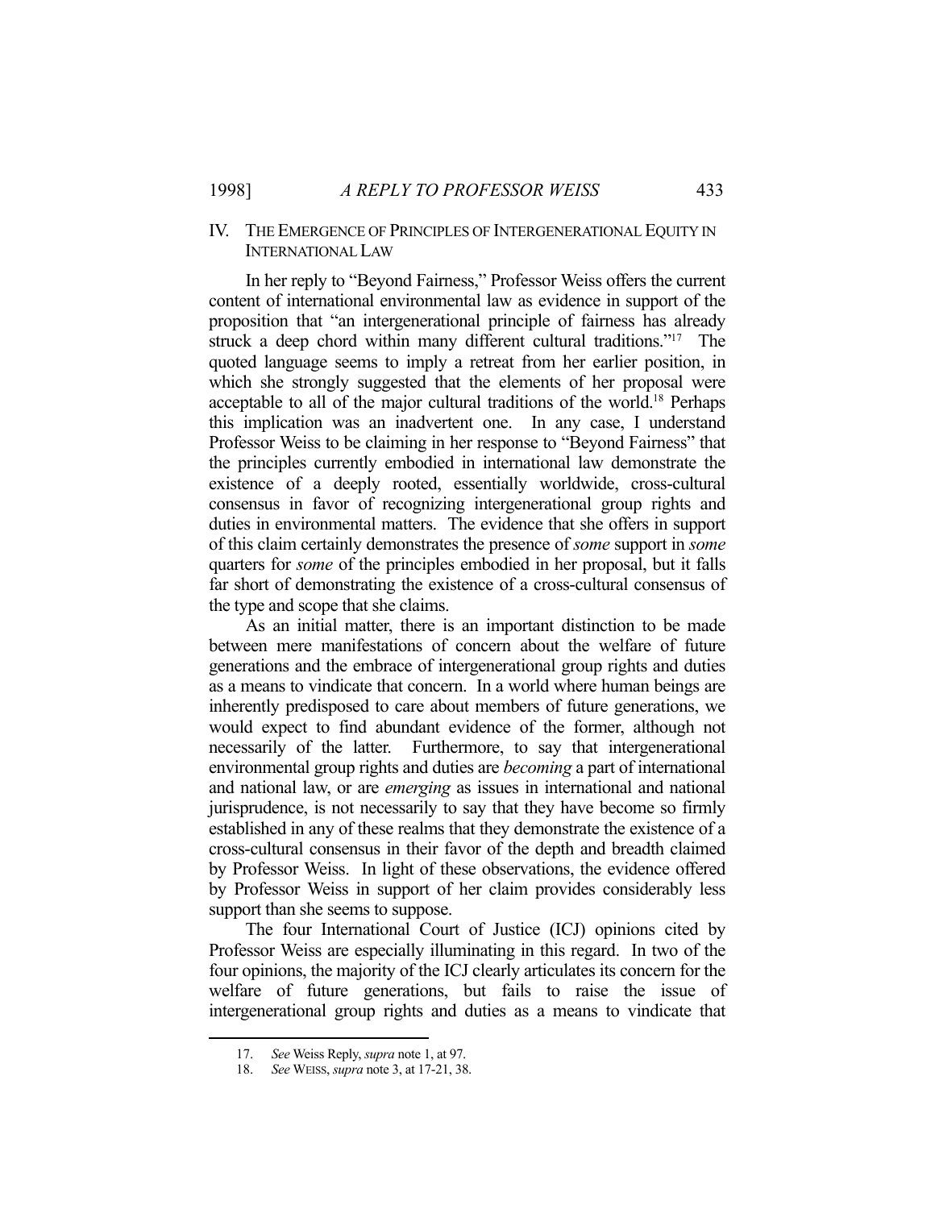## IV. THE EMERGENCE OF PRINCIPLES OF INTERGENERATIONAL EQUITY IN INTERNATIONAL LAW

In her reply to "Beyond Fairness," Professor Weiss offers the current content of international environmental law as evidence in support of the proposition that "an intergenerational principle of fairness has already struck a deep chord within many different cultural traditions."[17] The quoted language seems to imply a retreat from her earlier position, in which she strongly suggested that the elements of her proposal were acceptable to all of the major cultural traditions of the world.[18] Perhaps this implication was an inadvertent one. In any case, I understand Professor Weiss to be claiming in her response to "Beyond Fairness" that the principles currently embodied in international law demonstrate the existence of a deeply rooted, essentially worldwide, cross-cultural consensus in favor of recognizing intergenerational group rights and duties in environmental matters. The evidence that she offers in support of this claim certainly demonstrates the presence of *some* support in *some* quarters for *some* of the principles embodied in her proposal, but it falls far short of demonstrating the existence of a cross-cultural consensus of the type and scope that she claims.

As an initial matter, there is an important distinction to be made between mere manifestations of concern about the welfare of future generations and the embrace of intergenerational group rights and duties as a means to vindicate that concern. In a world where human beings are inherently predisposed to care about members of future generations, we would expect to find abundant evidence of the former, although not necessarily of the latter. Furthermore, to say that intergenerational environmental group rights and duties are *becoming* a part of international and national law, or are *emerging* as issues in international and national jurisprudence, is not necessarily to say that they have become so firmly established in any of these realms that they demonstrate the existence of a cross-cultural consensus in their favor of the depth and breadth claimed by Professor Weiss. In light of these observations, the evidence offered by Professor Weiss in support of her claim provides considerably less support than she seems to suppose.

The four International Court of Justice (ICJ) opinions cited by Professor Weiss are especially illuminating in this regard. In two of the four opinions, the majority of the ICJ clearly articulates its concern for the welfare of future generations, but fails to raise the issue of intergenerational group rights and duties as a means to vindicate that

---

17. *See* Weiss Reply, *supra* note 1, at 97.

18. *See* WEISS, *supra* note 3, at 17-21, 38.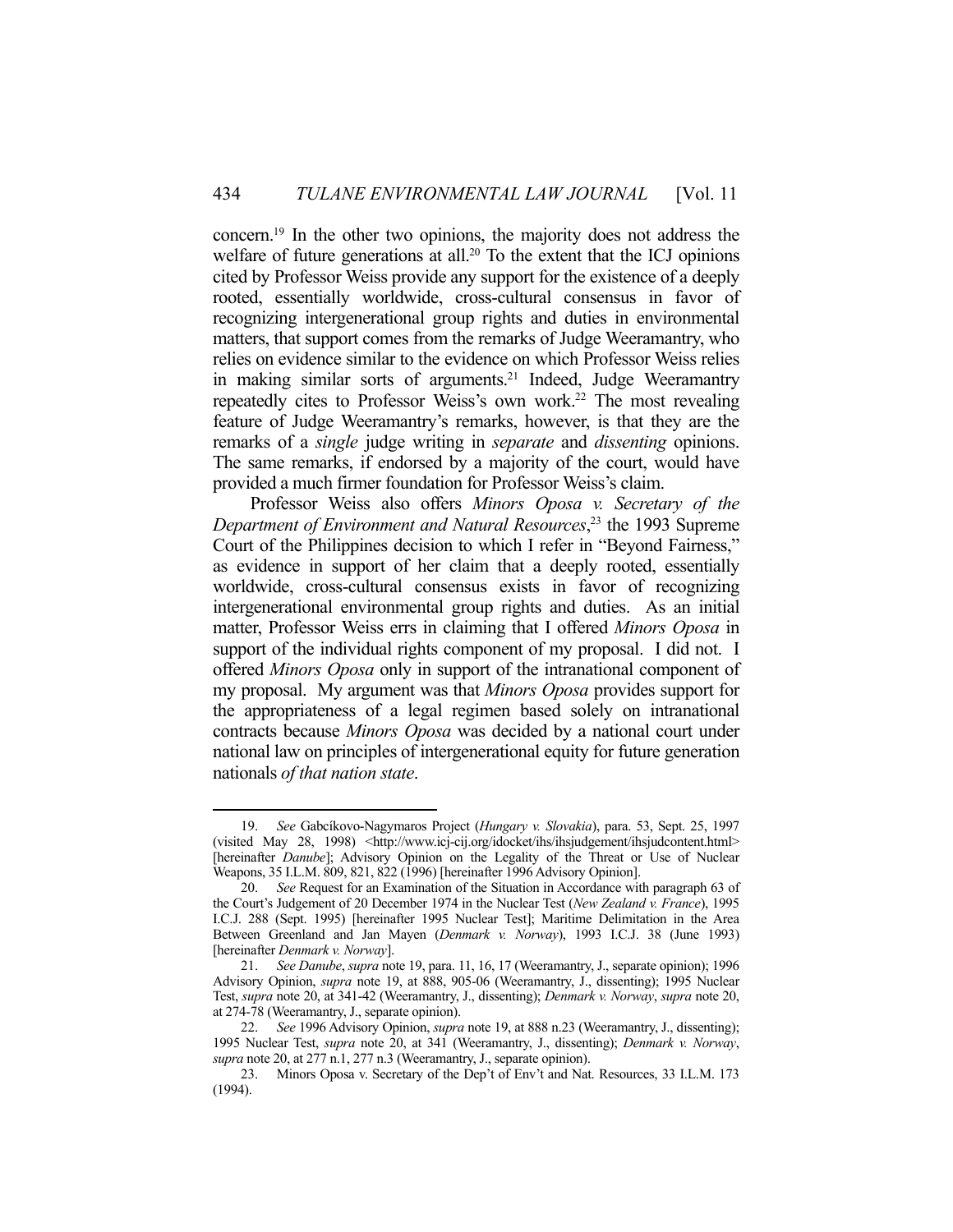concern.[19] In the other two opinions, the majority does not address the welfare of future generations at all.[20] To the extent that the ICJ opinions cited by Professor Weiss provide any support for the existence of a deeply rooted, essentially worldwide, cross-cultural consensus in favor of recognizing intergenerational group rights and duties in environmental matters, that support comes from the remarks of Judge Weeramantry, who relies on evidence similar to the evidence on which Professor Weiss relies in making similar sorts of arguments.[21] Indeed, Judge Weeramantry repeatedly cites to Professor Weiss's own work.[22] The most revealing feature of Judge Weeramantry's remarks, however, is that they are the remarks of a *single* judge writing in *separate* and *dissenting* opinions. The same remarks, if endorsed by a majority of the court, would have provided a much firmer foundation for Professor Weiss's claim.

Professor Weiss also offers *Minors Oposa v. Secretary of the Department of Environment and Natural Resources*,[23] the 1993 Supreme Court of the Philippines decision to which I refer in "Beyond Fairness," as evidence in support of her claim that a deeply rooted, essentially worldwide, cross-cultural consensus exists in favor of recognizing intergenerational environmental group rights and duties. As an initial matter, Professor Weiss errs in claiming that I offered *Minors Oposa* in support of the individual rights component of my proposal. I did not. I offered *Minors Oposa* only in support of the intranational component of my proposal. My argument was that *Minors Oposa* provides support for the appropriateness of a legal regimen based solely on intranational contracts because *Minors Oposa* was decided by a national court under national law on principles of intergenerational equity for future generation nationals *of that nation state*.

---

19. *See* Gabcíkovo-Nagymaros Project (*Hungary v. Slovakia*), para. 53, Sept. 25, 1997 (visited May 28, 1998) <http://www.icj-cij.org/idocket/ihs/ihsjudgement/ihsjudcontent.html> [hereinafter *Danube*]; Advisory Opinion on the Legality of the Threat or Use of Nuclear Weapons, 35 I.L.M. 809, 821, 822 (1996) [hereinafter 1996 Advisory Opinion].

20. *See* Request for an Examination of the Situation in Accordance with paragraph 63 of the Court's Judgement of 20 December 1974 in the Nuclear Test (*New Zealand v. France*), 1995 I.C.J. 288 (Sept. 1995) [hereinafter 1995 Nuclear Test]; Maritime Delimitation in the Area Between Greenland and Jan Mayen (*Denmark v. Norway*), 1993 I.C.J. 38 (June 1993) [hereinafter *Denmark v. Norway*].

21. *See Danube*, *supra* note 19, para. 11, 16, 17 (Weeramantry, J., separate opinion); 1996 Advisory Opinion, *supra* note 19, at 888, 905-06 (Weeramantry, J., dissenting); 1995 Nuclear Test, *supra* note 20, at 341-42 (Weeramantry, J., dissenting); *Denmark v. Norway*, *supra* note 20, at 274-78 (Weeramantry, J., separate opinion).

22. *See* 1996 Advisory Opinion, *supra* note 19, at 888 n.23 (Weeramantry, J., dissenting); 1995 Nuclear Test, *supra* note 20, at 341 (Weeramantry, J., dissenting); *Denmark v. Norway*, *supra* note 20, at 277 n.1, 277 n.3 (Weeramantry, J., separate opinion).

23. Minors Oposa v. Secretary of the Dep't of Env't and Nat. Resources, 33 I.L.M. 173 (1994).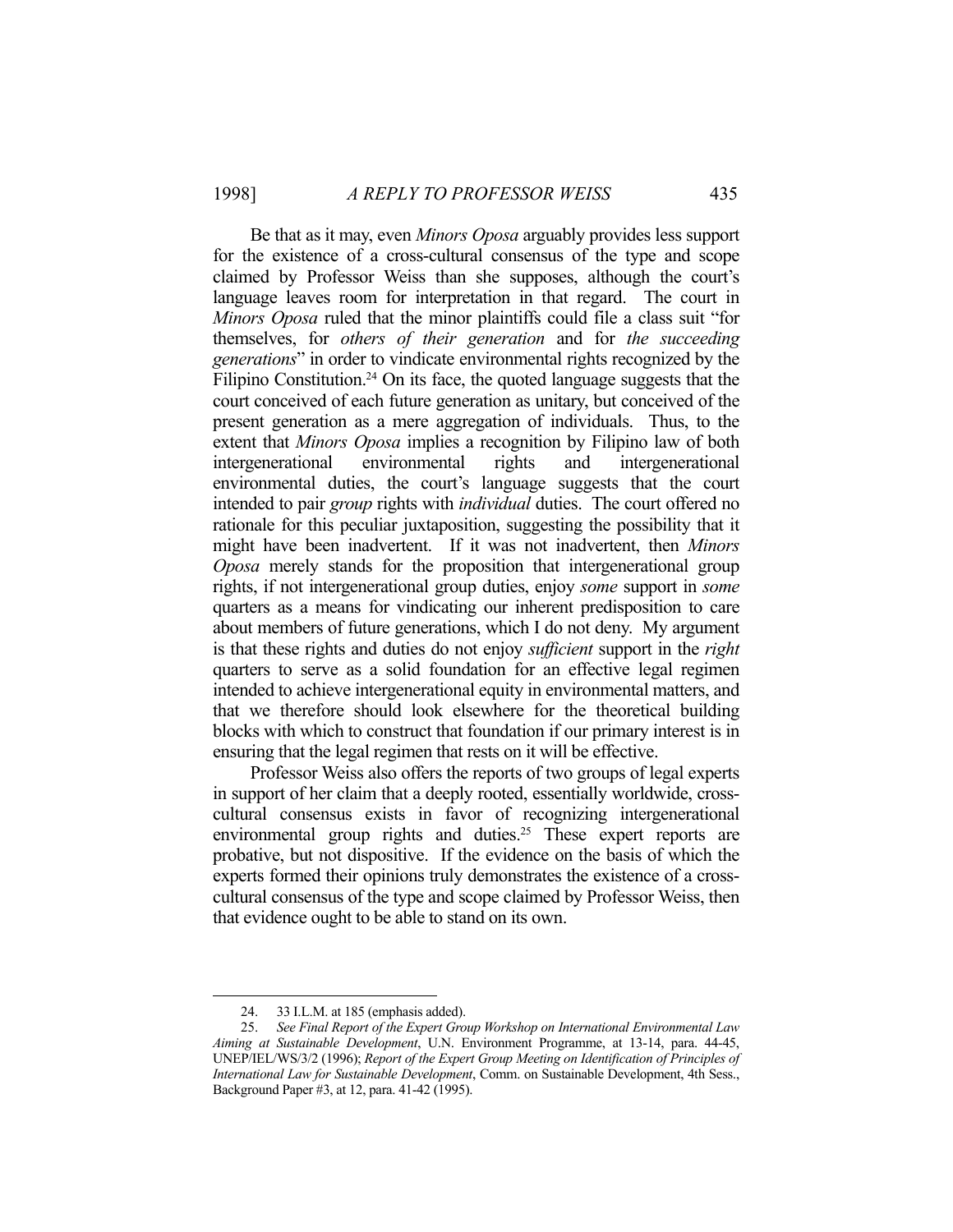Be that as it may, even *Minors Oposa* arguably provides less support for the existence of a cross-cultural consensus of the type and scope claimed by Professor Weiss than she supposes, although the court's language leaves room for interpretation in that regard. The court in *Minors Oposa* ruled that the minor plaintiffs could file a class suit "for themselves, for *others of their generation* and for *the succeeding generations*" in order to vindicate environmental rights recognized by the Filipino Constitution.[24] On its face, the quoted language suggests that the court conceived of each future generation as unitary, but conceived of the present generation as a mere aggregation of individuals. Thus, to the extent that *Minors Oposa* implies a recognition by Filipino law of both intergenerational environmental rights and intergenerational environmental duties, the court's language suggests that the court intended to pair *group* rights with *individual* duties. The court offered no rationale for this peculiar juxtaposition, suggesting the possibility that it might have been inadvertent. If it was not inadvertent, then *Minors Oposa* merely stands for the proposition that intergenerational group rights, if not intergenerational group duties, enjoy *some* support in *some* quarters as a means for vindicating our inherent predisposition to care about members of future generations, which I do not deny. My argument is that these rights and duties do not enjoy *sufficient* support in the *right* quarters to serve as a solid foundation for an effective legal regimen intended to achieve intergenerational equity in environmental matters, and that we therefore should look elsewhere for the theoretical building blocks with which to construct that foundation if our primary interest is in ensuring that the legal regimen that rests on it will be effective.

Professor Weiss also offers the reports of two groups of legal experts in support of her claim that a deeply rooted, essentially worldwide, cross-cultural consensus exists in favor of recognizing intergenerational environmental group rights and duties.[25] These expert reports are probative, but not dispositive. If the evidence on the basis of which the experts formed their opinions truly demonstrates the existence of a cross-cultural consensus of the type and scope claimed by Professor Weiss, then that evidence ought to be able to stand on its own.

---

24. 33 I.L.M. at 185 (emphasis added).

25. *See Final Report of the Expert Group Workshop on International Environmental Law Aiming at Sustainable Development*, U.N. Environment Programme, at 13-14, para. 44-45, UNEP/IEL/WS/3/2 (1996); *Report of the Expert Group Meeting on Identification of Principles of International Law for Sustainable Development*, Comm. on Sustainable Development, 4th Sess., Background Paper #3, at 12, para. 41-42 (1995).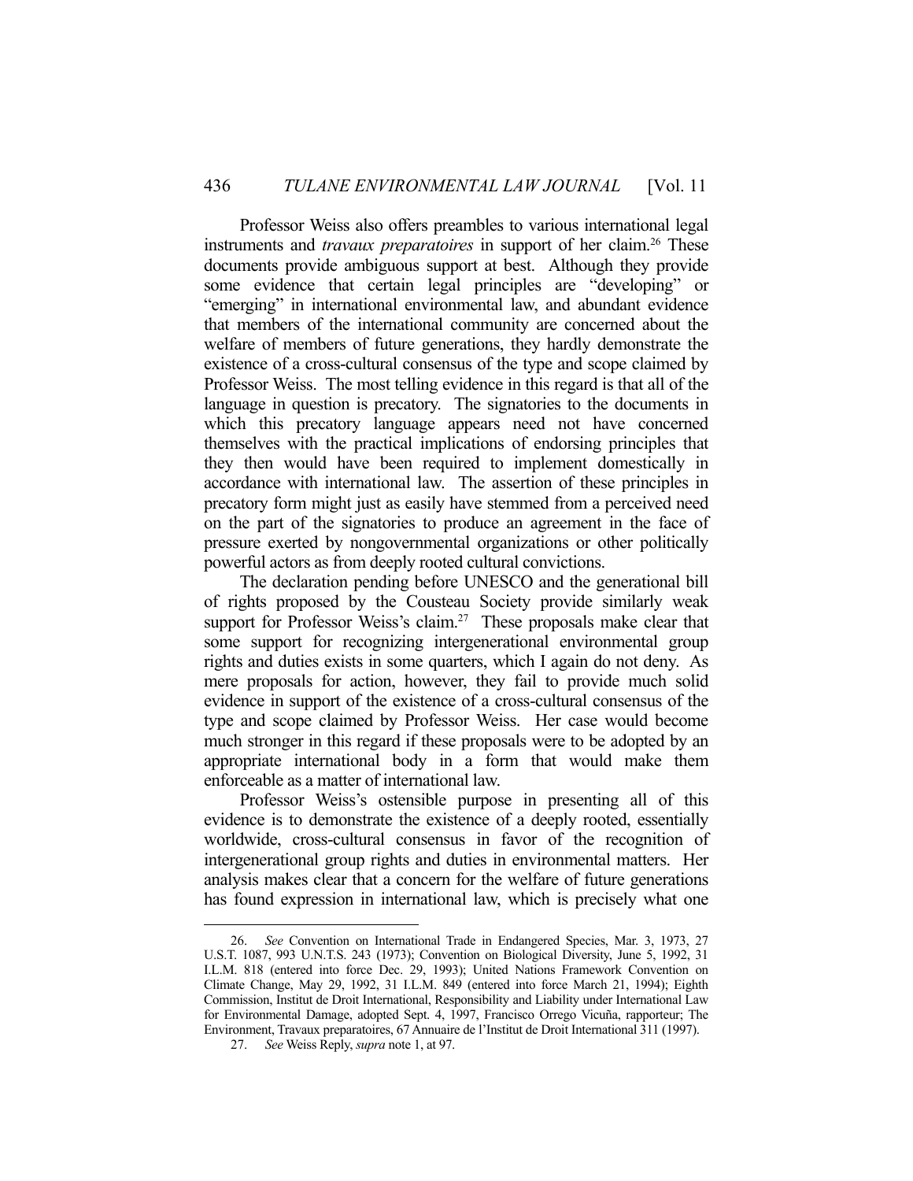Professor Weiss also offers preambles to various international legal instruments and *travaux preparatoires* in support of her claim.[26] These documents provide ambiguous support at best. Although they provide some evidence that certain legal principles are "developing" or "emerging" in international environmental law, and abundant evidence that members of the international community are concerned about the welfare of members of future generations, they hardly demonstrate the existence of a cross-cultural consensus of the type and scope claimed by Professor Weiss. The most telling evidence in this regard is that all of the language in question is precatory. The signatories to the documents in which this precatory language appears need not have concerned themselves with the practical implications of endorsing principles that they then would have been required to implement domestically in accordance with international law. The assertion of these principles in precatory form might just as easily have stemmed from a perceived need on the part of the signatories to produce an agreement in the face of pressure exerted by nongovernmental organizations or other politically powerful actors as from deeply rooted cultural convictions.

The declaration pending before UNESCO and the generational bill of rights proposed by the Cousteau Society provide similarly weak support for Professor Weiss's claim.[27] These proposals make clear that some support for recognizing intergenerational environmental group rights and duties exists in some quarters, which I again do not deny. As mere proposals for action, however, they fail to provide much solid evidence in support of the existence of a cross-cultural consensus of the type and scope claimed by Professor Weiss. Her case would become much stronger in this regard if these proposals were to be adopted by an appropriate international body in a form that would make them enforceable as a matter of international law.

Professor Weiss's ostensible purpose in presenting all of this evidence is to demonstrate the existence of a deeply rooted, essentially worldwide, cross-cultural consensus in favor of the recognition of intergenerational group rights and duties in environmental matters. Her analysis makes clear that a concern for the welfare of future generations has found expression in international law, which is precisely what one

---

26. *See* Convention on International Trade in Endangered Species, Mar. 3, 1973, 27 U.S.T. 1087, 993 U.N.T.S. 243 (1973); Convention on Biological Diversity, June 5, 1992, 31 I.L.M. 818 (entered into force Dec. 29, 1993); United Nations Framework Convention on Climate Change, May 29, 1992, 31 I.L.M. 849 (entered into force March 21, 1994); Eighth Commission, Institut de Droit International, Responsibility and Liability under International Law for Environmental Damage, adopted Sept. 4, 1997, Francisco Orrego Vicuña, rapporteur; The Environment, Travaux preparatoires, 67 Annuaire de l'Institut de Droit International 311 (1997).

27. *See* Weiss Reply, *supra* note 1, at 97.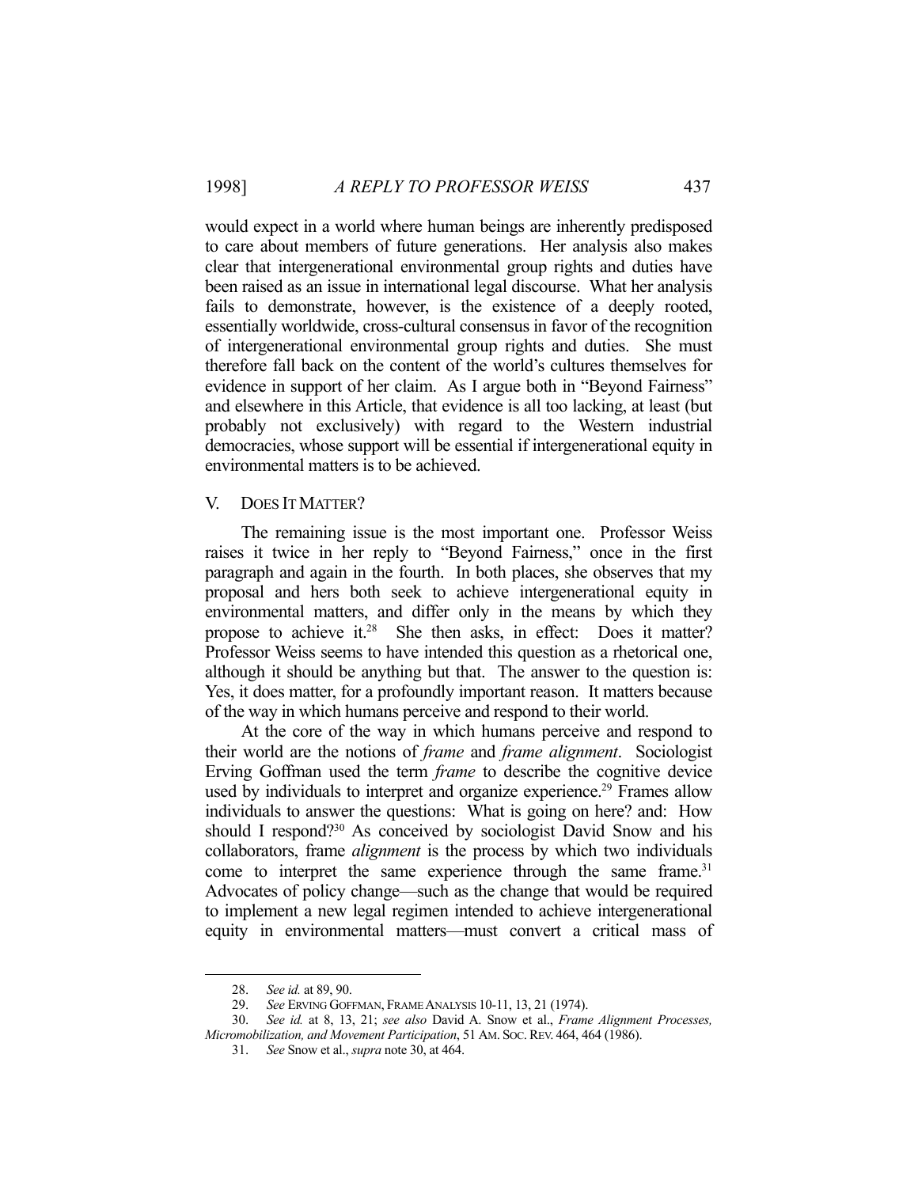would expect in a world where human beings are inherently predisposed to care about members of future generations. Her analysis also makes clear that intergenerational environmental group rights and duties have been raised as an issue in international legal discourse. What her analysis fails to demonstrate, however, is the existence of a deeply rooted, essentially worldwide, cross-cultural consensus in favor of the recognition of intergenerational environmental group rights and duties. She must therefore fall back on the content of the world's cultures themselves for evidence in support of her claim. As I argue both in "Beyond Fairness" and elsewhere in this Article, that evidence is all too lacking, at least (but probably not exclusively) with regard to the Western industrial democracies, whose support will be essential if intergenerational equity in environmental matters is to be achieved.

## V. DOES IT MATTER?

The remaining issue is the most important one. Professor Weiss raises it twice in her reply to "Beyond Fairness," once in the first paragraph and again in the fourth. In both places, she observes that my proposal and hers both seek to achieve intergenerational equity in environmental matters, and differ only in the means by which they propose to achieve it.[28] She then asks, in effect: Does it matter? Professor Weiss seems to have intended this question as a rhetorical one, although it should be anything but that. The answer to the question is: Yes, it does matter, for a profoundly important reason. It matters because of the way in which humans perceive and respond to their world.

At the core of the way in which humans perceive and respond to their world are the notions of *frame* and *frame alignment*. Sociologist Erving Goffman used the term *frame* to describe the cognitive device used by individuals to interpret and organize experience.[29] Frames allow individuals to answer the questions: What is going on here? and: How should I respond?[30] As conceived by sociologist David Snow and his collaborators, frame *alignment* is the process by which two individuals come to interpret the same experience through the same frame.[31] Advocates of policy change—such as the change that would be required to implement a new legal regimen intended to achieve intergenerational equity in environmental matters—must convert a critical mass of

---

28. *See id.* at 89, 90.

29. *See* ERVING GOFFMAN, FRAME ANALYSIS 10-11, 13, 21 (1974).

30. *See id.* at 8, 13, 21; *see also* David A. Snow et al., *Frame Alignment Processes, Micromobilization, and Movement Participation*, 51 AM. SOC. REV. 464, 464 (1986).

31. *See* Snow et al., *supra* note 30, at 464.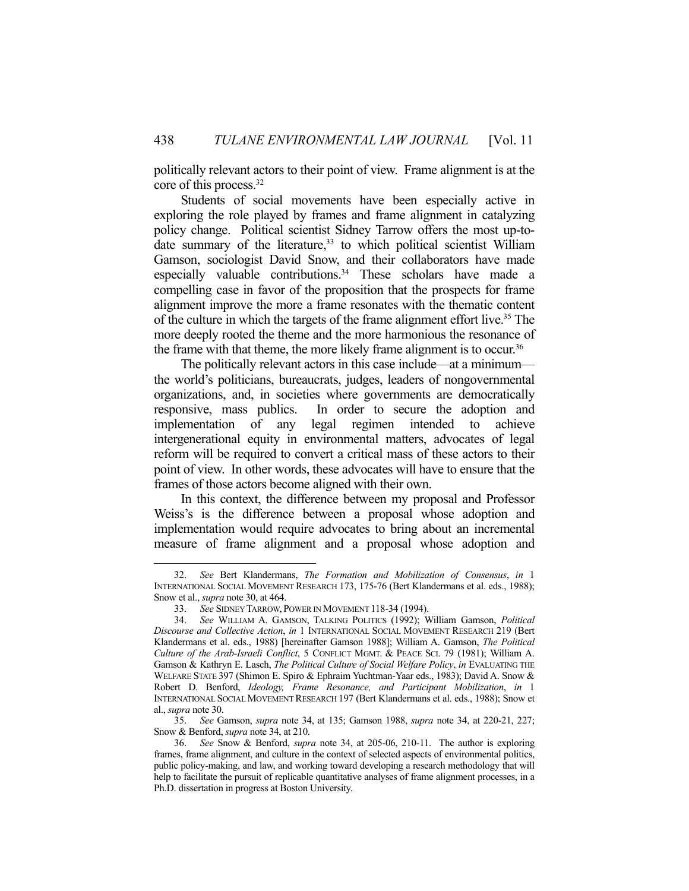politically relevant actors to their point of view. Frame alignment is at the core of this process.[32]

Students of social movements have been especially active in exploring the role played by frames and frame alignment in catalyzing policy change. Political scientist Sidney Tarrow offers the most up-to-date summary of the literature,[33] to which political scientist William Gamson, sociologist David Snow, and their collaborators have made especially valuable contributions.[34] These scholars have made a compelling case in favor of the proposition that the prospects for frame alignment improve the more a frame resonates with the thematic content of the culture in which the targets of the frame alignment effort live.[35] The more deeply rooted the theme and the more harmonious the resonance of the frame with that theme, the more likely frame alignment is to occur.[36]

The politically relevant actors in this case include—at a minimum—the world's politicians, bureaucrats, judges, leaders of nongovernmental organizations, and, in societies where governments are democratically responsive, mass publics. In order to secure the adoption and implementation of any legal regimen intended to achieve intergenerational equity in environmental matters, advocates of legal reform will be required to convert a critical mass of these actors to their point of view. In other words, these advocates will have to ensure that the frames of those actors become aligned with their own.

In this context, the difference between my proposal and Professor Weiss's is the difference between a proposal whose adoption and implementation would require advocates to bring about an incremental measure of frame alignment and a proposal whose adoption and

---

32. *See* Bert Klandermans, *The Formation and Mobilization of Consensus*, *in* 1 INTERNATIONAL SOCIAL MOVEMENT RESEARCH 173, 175-76 (Bert Klandermans et al. eds., 1988); Snow et al., *supra* note 30, at 464.

33. *See* SIDNEY TARROW, POWER IN MOVEMENT 118-34 (1994).

34. *See* WILLIAM A. GAMSON, TALKING POLITICS (1992); William Gamson, *Political Discourse and Collective Action*, *in* 1 INTERNATIONAL SOCIAL MOVEMENT RESEARCH 219 (Bert Klandermans et al. eds., 1988) [hereinafter Gamson 1988]; William A. Gamson, *The Political Culture of the Arab-Israeli Conflict*, 5 CONFLICT MGMT. & PEACE SCI. 79 (1981); William A. Gamson & Kathryn E. Lasch, *The Political Culture of Social Welfare Policy*, *in* EVALUATING THE WELFARE STATE 397 (Shimon E. Spiro & Ephraim Yuchtman-Yaar eds., 1983); David A. Snow & Robert D. Benford, *Ideology, Frame Resonance, and Participant Mobilization*, *in* 1 INTERNATIONAL SOCIAL MOVEMENT RESEARCH 197 (Bert Klandermans et al. eds., 1988); Snow et al., *supra* note 30.

35. *See* Gamson, *supra* note 34, at 135; Gamson 1988, *supra* note 34, at 220-21, 227; Snow & Benford, *supra* note 34, at 210.

36. *See* Snow & Benford, *supra* note 34, at 205-06, 210-11. The author is exploring frames, frame alignment, and culture in the context of selected aspects of environmental politics, public policy-making, and law, and working toward developing a research methodology that will help to facilitate the pursuit of replicable quantitative analyses of frame alignment processes, in a Ph.D. dissertation in progress at Boston University.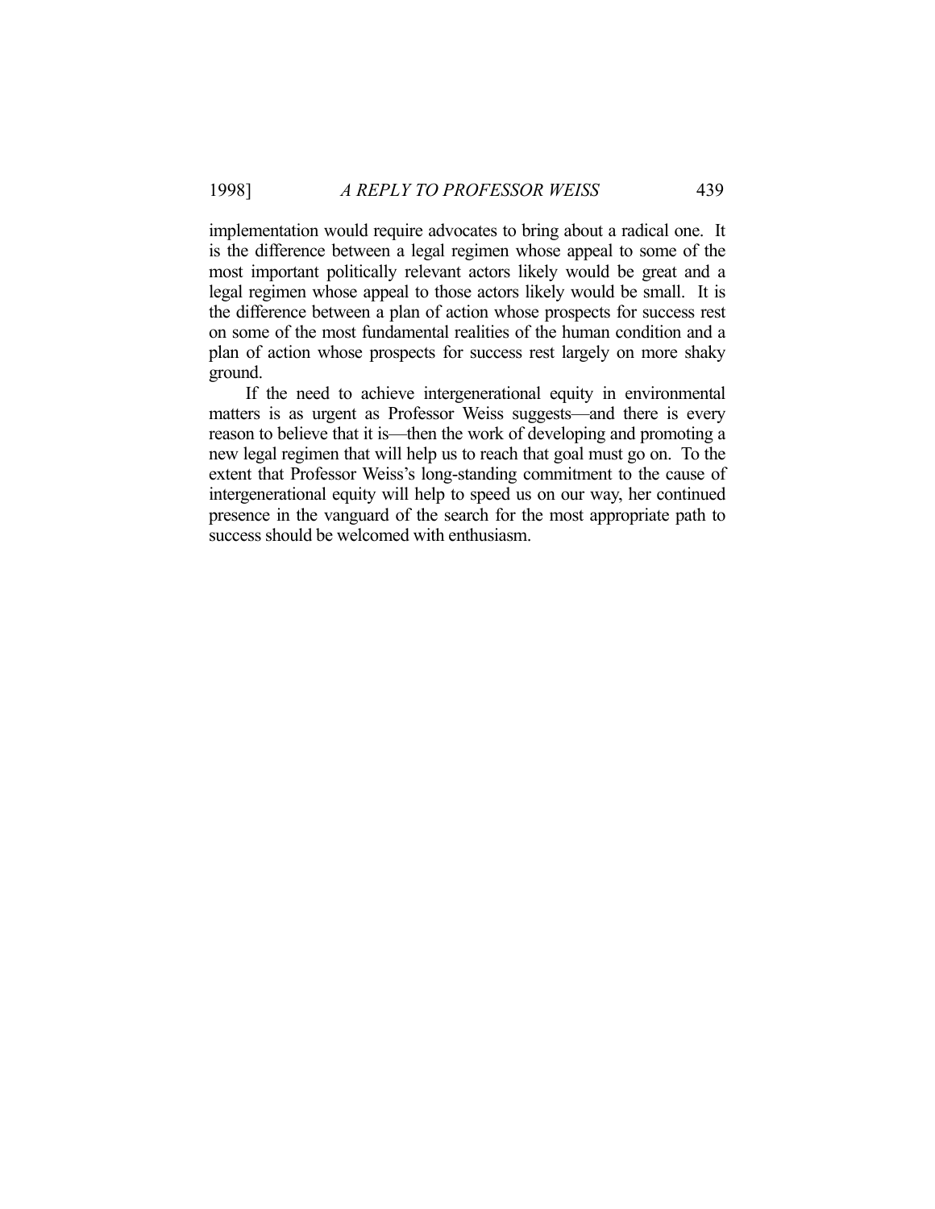implementation would require advocates to bring about a radical one. It is the difference between a legal regimen whose appeal to some of the most important politically relevant actors likely would be great and a legal regimen whose appeal to those actors likely would be small. It is the difference between a plan of action whose prospects for success rest on some of the most fundamental realities of the human condition and a plan of action whose prospects for success rest largely on more shaky ground.

If the need to achieve intergenerational equity in environmental matters is as urgent as Professor Weiss suggests—and there is every reason to believe that it is—then the work of developing and promoting a new legal regimen that will help us to reach that goal must go on. To the extent that Professor Weiss's long-standing commitment to the cause of intergenerational equity will help to speed us on our way, her continued presence in the vanguard of the search for the most appropriate path to success should be welcomed with enthusiasm.